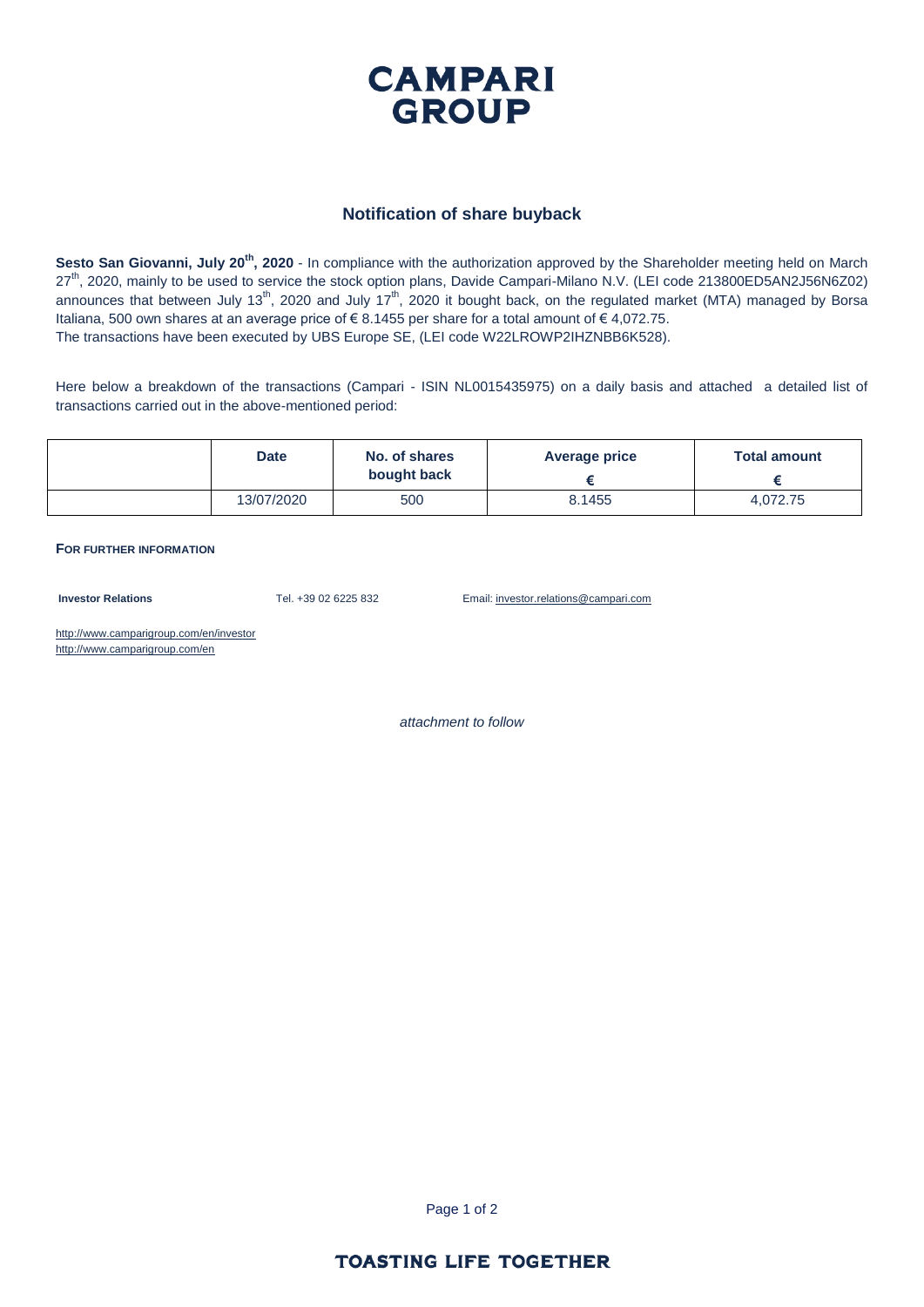**CAMPARI GROUP**

## Notification of share buyback

**Sesto San Giovanni, July 20th, 2020** - In compliance with the authorization approved by the Shareholder meeting held on March 27th, 2020, mainly to be used to service the stock option plans, Davide Campari-Milano N.V. (LEI code 213800ED5AN2J56N6Z02) announces that between July 13th, 2020 and July 17th, 2020 it bought back, on the regulated market (MTA) managed by Borsa Italiana, 500 own shares at an average price of € 8.1455 per share for a total amount of € 4,072.75.
The transactions have been executed by UBS Europe SE, (LEI code W22LROWP2IHZNBB6K528).

Here below a breakdown of the transactions (Campari - ISIN NL0015435975) on a daily basis and attached a detailed list of transactions carried out in the above-mentioned period:

| | Date | No. of shares bought back | Average price € | Total amount € |
|---|---|---|---|---|
| | 13/07/2020 | 500 | 8.1455 | 4,072.75 |

**FOR FURTHER INFORMATION**

**Investor Relations** Tel. +39 02 6225 832 Email: investor.relations@campari.com

http://www.camparigroup.com/en/investor
http://www.camparigroup.com/en

*attachment to follow*

**TOASTING LIFE TOGETHER**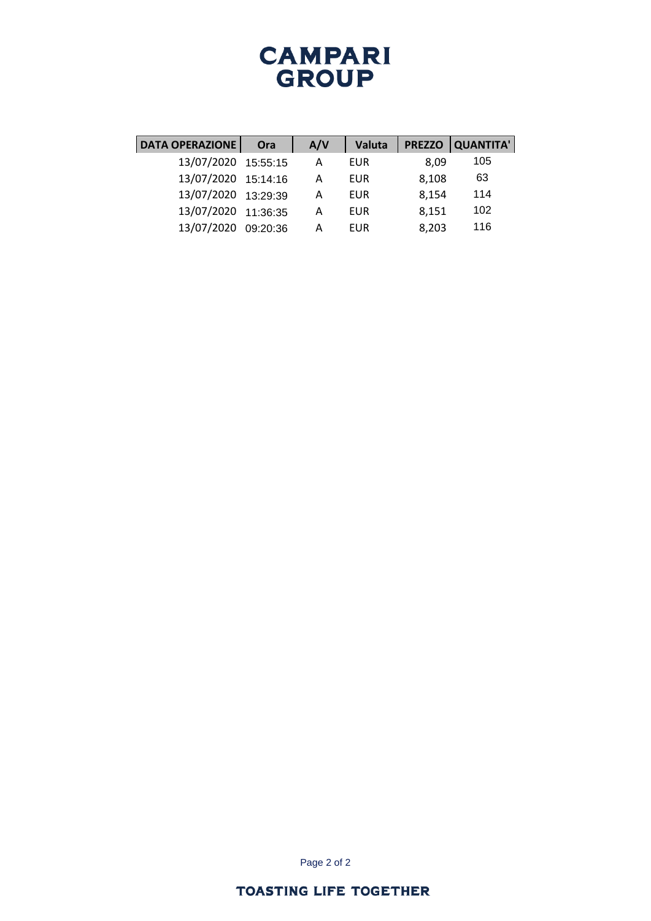# CAMPARI GROUP

| DATA OPERAZIONE | Ora | A/V | Valuta | PREZZO | QUANTITA' |
|---|---|---|---|---|---|
| 13/07/2020 | 15:55:15 | A | EUR | 8,09 | 105 |
| 13/07/2020 | 15:14:16 | A | EUR | 8,108 | 63 |
| 13/07/2020 | 13:29:39 | A | EUR | 8,154 | 114 |
| 13/07/2020 | 11:36:35 | A | EUR | 8,151 | 102 |
| 13/07/2020 | 09:20:36 | A | EUR | 8,203 | 116 |

TOASTING LIFE TOGETHER